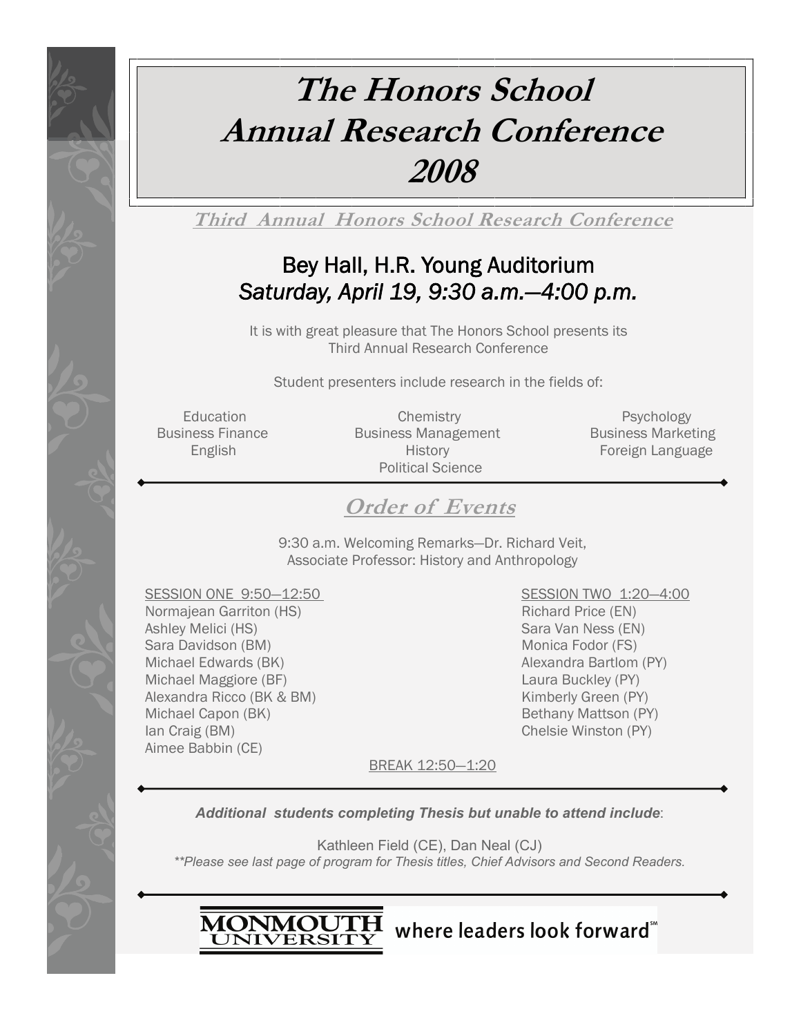# The Honors School Annual Research Conference 2008

## Third Annual Honors School Research Conference

**Bey Hall, H.R. Young Auditorium**
*Saturday, April 19, 9:30 a.m.—4:00 p.m.*

It is with great pleasure that The Honors School presents its Third Annual Research Conference

Student presenters include research in the fields of:

- Education
- Business Finance
- English
- Chemistry
- Business Management
- History
- Political Science
- Psychology
- Business Marketing
- Foreign Language

## Order of Events

9:30 a.m. Welcoming Remarks—Dr. Richard Veit, Associate Professor: History and Anthropology

SESSION ONE 9:50—12:50

- Normajean Garriton (HS)
- Ashley Melici (HS)
- Sara Davidson (BM)
- Michael Edwards (BK)
- Michael Maggiore (BF)
- Alexandra Ricco (BK & BM)
- Michael Capon (BK)
- Ian Craig (BM)
- Aimee Babbin (CE)

BREAK 12:50—1:20

SESSION TWO 1:20—4:00

- Richard Price (EN)
- Sara Van Ness (EN)
- Monica Fodor (FS)
- Alexandra Bartlom (PY)
- Laura Buckley (PY)
- Kimberly Green (PY)
- Bethany Mattson (PY)
- Chelsie Winston (PY)

***Additional students completing Thesis but unable to attend include***:

Kathleen Field (CE), Dan Neal (CJ)

*\*\*Please see last page of program for Thesis titles, Chief Advisors and Second Readers.*

MONMOUTH UNIVERSITY where leaders look forward℠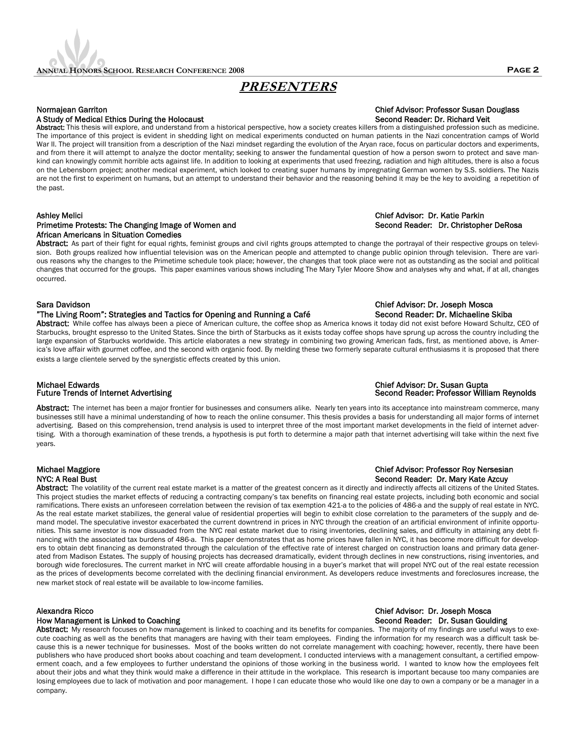# PRESENTERS

**Normajean Garriton**
**A Study of Medical Ethics During the Holocaust**
**Chief Advisor: Professor Susan Douglass**
**Second Reader: Dr. Richard Veit**

**Abstract:** This thesis will explore, and understand from a historical perspective, how a society creates killers from a distinguished profession such as medicine. The importance of this project is evident in shedding light on medical experiments conducted on human patients in the Nazi concentration camps of World War II. The project will transition from a description of the Nazi mindset regarding the evolution of the Aryan race, focus on particular doctors and experiments, and from there it will attempt to analyze the doctor mentality; seeking to answer the fundamental question of how a person sworn to protect and save mankind can knowingly commit horrible acts against life. In addition to looking at experiments that used freezing, radiation and high altitudes, there is also a focus on the Lebensborn project; another medical experiment, which looked to creating super humans by impregnating German women by S.S. soldiers. The Nazis are not the first to experiment on humans, but an attempt to understand their behavior and the reasoning behind it may be the key to avoiding a repetition of the past.

**Ashley Melici**
**Primetime Protests: The Changing Image of Women and African Americans in Situation Comedies**
**Chief Advisor: Dr. Katie Parkin**
**Second Reader: Dr. Christopher DeRosa**

**Abstract:** As part of their fight for equal rights, feminist groups and civil rights groups attempted to change the portrayal of their respective groups on television. Both groups realized how influential television was on the American people and attempted to change public opinion through television. There are various reasons why the changes to the Primetime schedule took place; however, the changes that took place were not as outstanding as the social and political changes that occurred for the groups. This paper examines various shows including The Mary Tyler Moore Show and analyses why and what, if at all, changes occurred.

**Sara Davidson**
**"The Living Room": Strategies and Tactics for Opening and Running a Café**
**Chief Advisor: Dr. Joseph Mosca**
**Second Reader: Dr. Michaeline Skiba**

**Abstract:** While coffee has always been a piece of American culture, the coffee shop as America knows it today did not exist before Howard Schultz, CEO of Starbucks, brought espresso to the United States. Since the birth of Starbucks as it exists today coffee shops have sprung up across the country including the large expansion of Starbucks worldwide. This article elaborates a new strategy in combining two growing American fads, first, as mentioned above, is America's love affair with gourmet coffee, and the second with organic food. By melding these two formerly separate cultural enthusiasms it is proposed that there exists a large clientele served by the synergistic effects created by this union.

**Michael Edwards**
**Future Trends of Internet Advertising**
**Chief Advisor: Dr. Susan Gupta**
**Second Reader: Professor William Reynolds**

**Abstract:** The internet has been a major frontier for businesses and consumers alike. Nearly ten years into its acceptance into mainstream commerce, many businesses still have a minimal understanding of how to reach the online consumer. This thesis provides a basis for understanding all major forms of internet advertising. Based on this comprehension, trend analysis is used to interpret three of the most important market developments in the field of internet advertising. With a thorough examination of these trends, a hypothesis is put forth to determine a major path that internet advertising will take within the next five years.

**Michael Maggiore**
**NYC: A Real Bust**
**Chief Advisor: Professor Roy Nersesian**
**Second Reader: Dr. Mary Kate Azcuy**

**Abstract:** The volatility of the current real estate market is a matter of the greatest concern as it directly and indirectly affects all citizens of the United States. This project studies the market effects of reducing a contracting company's tax benefits on financing real estate projects, including both economic and social ramifications. There exists an unforeseen correlation between the revision of tax exemption 421-a to the policies of 486-a and the supply of real estate in NYC. As the real estate market stabilizes, the general value of residential properties will begin to exhibit close correlation to the parameters of the supply and demand model. The speculative investor exacerbated the current downtrend in prices in NYC through the creation of an artificial environment of infinite opportunities. This same investor is now dissuaded from the NYC real estate market due to rising inventories, declining sales, and difficulty in attaining any debt financing with the associated tax burdens of 486-a. This paper demonstrates that as home prices have fallen in NYC, it has become more difficult for developers to obtain debt financing as demonstrated through the calculation of the effective rate of interest charged on construction loans and primary data generated from Madison Estates. The supply of housing projects has decreased dramatically, evident through declines in new constructions, rising inventories, and borough wide foreclosures. The current market in NYC will create affordable housing in a buyer's market that will propel NYC out of the real estate recession as the prices of developments become correlated with the declining financial environment. As developers reduce investments and foreclosures increase, the new market stock of real estate will be available to low-income families.

**Alexandra Ricco**
**How Management is Linked to Coaching**
**Chief Advisor: Dr. Joseph Mosca**
**Second Reader: Dr. Susan Goulding**

**Abstract:** My research focuses on how management is linked to coaching and its benefits for companies. The majority of my findings are useful ways to execute coaching as well as the benefits that managers are having with their team employees. Finding the information for my research was a difficult task because this is a newer technique for businesses. Most of the books written do not correlate management with coaching; however, recently, there have been publishers who have produced short books about coaching and team development. I conducted interviews with a management consultant, a certified empowerment coach, and a few employees to further understand the opinions of those working in the business world. I wanted to know how the employees felt about their jobs and what they think would make a difference in their attitude in the workplace. This research is important because too many companies are losing employees due to lack of motivation and poor management. I hope I can educate those who would like one day to own a company or be a manager in a company.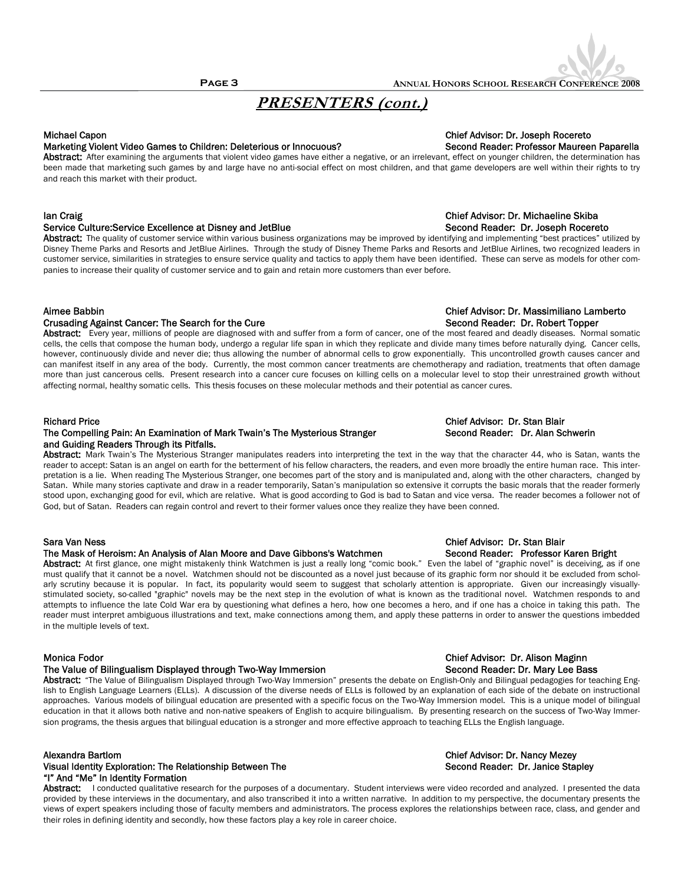## PRESENTERS (cont.)

**Michael Capon**
**Marketing Violent Video Games to Children: Deleterious or Innocuous?**
Chief Advisor: Dr. Joseph Rocereto
Second Reader: Professor Maureen Paparella

**Abstract:** After examining the arguments that violent video games have either a negative, or an irrelevant, effect on younger children, the determination has been made that marketing such games by and large have no anti-social effect on most children, and that game developers are well within their rights to try and reach this market with their product.

**Ian Craig**
**Service Culture:Service Excellence at Disney and JetBlue**
Chief Advisor: Dr. Michaeline Skiba
Second Reader: Dr. Joseph Rocereto

**Abstract:** The quality of customer service within various business organizations may be improved by identifying and implementing "best practices" utilized by Disney Theme Parks and Resorts and JetBlue Airlines. Through the study of Disney Theme Parks and Resorts and JetBlue Airlines, two recognized leaders in customer service, similarities in strategies to ensure service quality and tactics to apply them have been identified. These can serve as models for other companies to increase their quality of customer service and to gain and retain more customers than ever before.

**Aimee Babbin**
**Crusading Against Cancer: The Search for the Cure**
Chief Advisor: Dr. Massimiliano Lamberto
Second Reader: Dr. Robert Topper

**Abstract:** Every year, millions of people are diagnosed with and suffer from a form of cancer, one of the most feared and deadly diseases. Normal somatic cells, the cells that compose the human body, undergo a regular life span in which they replicate and divide many times before naturally dying. Cancer cells, however, continuously divide and never die; thus allowing the number of abnormal cells to grow exponentially. This uncontrolled growth causes cancer and can manifest itself in any area of the body. Currently, the most common cancer treatments are chemotherapy and radiation, treatments that often damage more than just cancerous cells. Present research into a cancer cure focuses on killing cells on a molecular level to stop their unrestrained growth without affecting normal, healthy somatic cells. This thesis focuses on these molecular methods and their potential as cancer cures.

**Richard Price**
**The Compelling Pain: An Examination of Mark Twain's The Mysterious Stranger and Guiding Readers Through its Pitfalls.**
Chief Advisor: Dr. Stan Blair
Second Reader: Dr. Alan Schwerin

**Abstract:** Mark Twain's The Mysterious Stranger manipulates readers into interpreting the text in the way that the character 44, who is Satan, wants the reader to accept: Satan is an angel on earth for the betterment of his fellow characters, the readers, and even more broadly the entire human race. This interpretation is a lie. When reading The Mysterious Stranger, one becomes part of the story and is manipulated and, along with the other characters, changed by Satan. While many stories captivate and draw in a reader temporarily, Satan's manipulation so extensive it corrupts the basic morals that the reader formerly stood upon, exchanging good for evil, which are relative. What is good according to God is bad to Satan and vice versa. The reader becomes a follower not of God, but of Satan. Readers can regain control and revert to their former values once they realize they have been conned.

**Sara Van Ness**
**The Mask of Heroism: An Analysis of Alan Moore and Dave Gibbons's Watchmen**
Chief Advisor: Dr. Stan Blair
Second Reader: Professor Karen Bright

**Abstract:** At first glance, one might mistakenly think Watchmen is just a really long "comic book." Even the label of "graphic novel" is deceiving, as if one must qualify that it cannot be a novel. Watchmen should not be discounted as a novel just because of its graphic form nor should it be excluded from scholarly scrutiny because it is popular. In fact, its popularity would seem to suggest that scholarly attention is appropriate. Given our increasingly visually-stimulated society, so-called "graphic" novels may be the next step in the evolution of what is known as the traditional novel. Watchmen responds to and attempts to influence the late Cold War era by questioning what defines a hero, how one becomes a hero, and if one has a choice in taking this path. The reader must interpret ambiguous illustrations and text, make connections among them, and apply these patterns in order to answer the questions imbedded in the multiple levels of text.

**Monica Fodor**
**The Value of Bilingualism Displayed through Two-Way Immersion**
Chief Advisor: Dr. Alison Maginn
Second Reader: Dr. Mary Lee Bass

**Abstract:** "The Value of Bilingualism Displayed through Two-Way Immersion" presents the debate on English-Only and Bilingual pedagogies for teaching English to English Language Learners (ELLs). A discussion of the diverse needs of ELLs is followed by an explanation of each side of the debate on instructional approaches. Various models of bilingual education are presented with a specific focus on the Two-Way Immersion model. This is a unique model of bilingual education in that it allows both native and non-native speakers of English to acquire bilingualism. By presenting research on the success of Two-Way Immersion programs, the thesis argues that bilingual education is a stronger and more effective approach to teaching ELLs the English language.

**Alexandra Bartlom**
**Visual Identity Exploration: The Relationship Between The "I" And "Me" In Identity Formation**
Chief Advisor: Dr. Nancy Mezey
Second Reader: Dr. Janice Stapley

**Abstract:** I conducted qualitative research for the purposes of a documentary. Student interviews were video recorded and analyzed. I presented the data provided by these interviews in the documentary, and also transcribed it into a written narrative. In addition to my perspective, the documentary presents the views of expert speakers including those of faculty members and administrators. The process explores the relationships between race, class, and gender and their roles in defining identity and secondly, how these factors play a key role in career choice.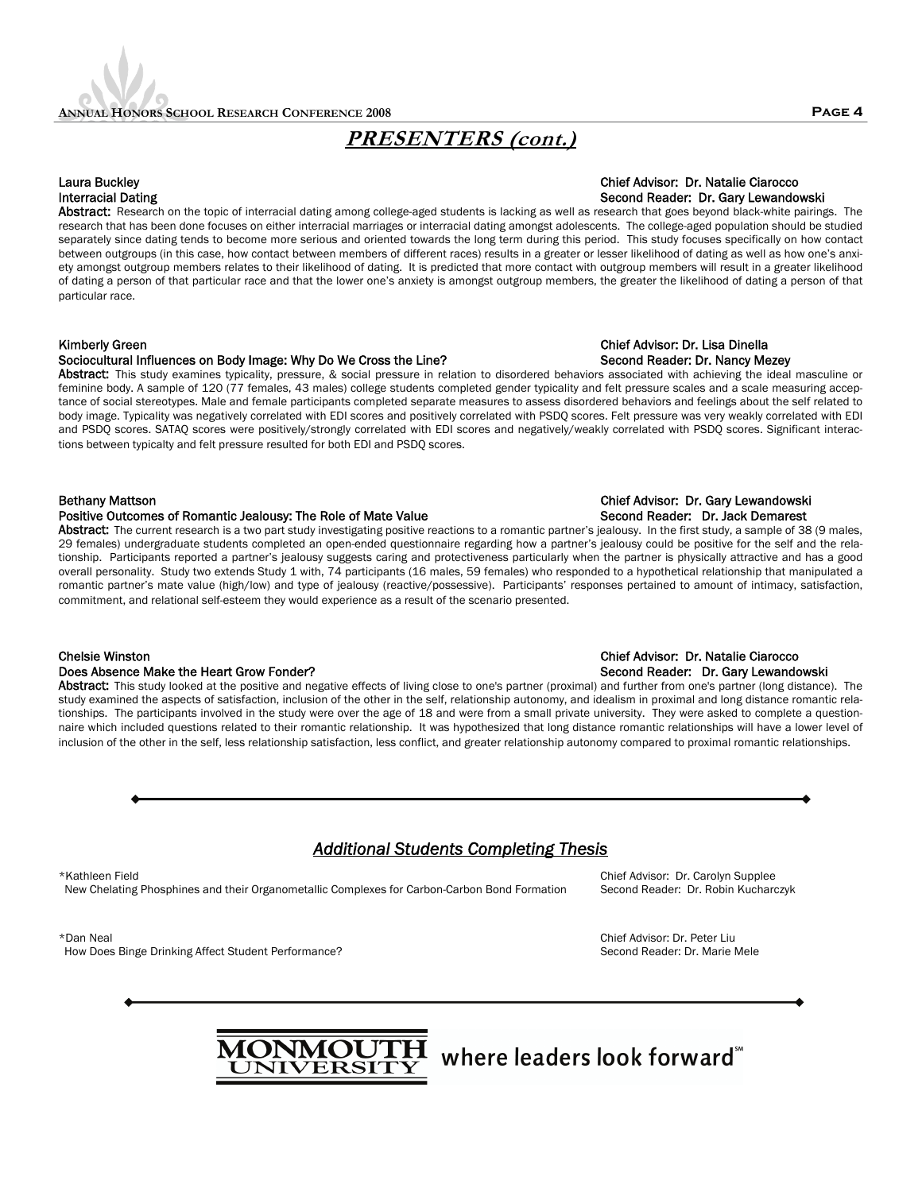## PRESENTERS (cont.)

**Laura Buckley**
**Interracial Dating**
Chief Advisor: Dr. Natalie Ciarocco
Second Reader: Dr. Gary Lewandowski

**Abstract:** Research on the topic of interracial dating among college-aged students is lacking as well as research that goes beyond black-white pairings. The research that has been done focuses on either interracial marriages or interracial dating amongst adolescents. The college-aged population should be studied separately since dating tends to become more serious and oriented towards the long term during this period. This study focuses specifically on how contact between outgroups (in this case, how contact between members of different races) results in a greater or lesser likelihood of dating as well as how one's anxiety amongst outgroup members relates to their likelihood of dating. It is predicted that more contact with outgroup members will result in a greater likelihood of dating a person of that particular race and that the lower one's anxiety is amongst outgroup members, the greater the likelihood of dating a person of that particular race.

**Kimberly Green**
**Sociocultural Influences on Body Image: Why Do We Cross the Line?**
Chief Advisor: Dr. Lisa Dinella
Second Reader: Dr. Nancy Mezey

**Abstract:** This study examines typicality, pressure, & social pressure in relation to disordered behaviors associated with achieving the ideal masculine or feminine body. A sample of 120 (77 females, 43 males) college students completed gender typicality and felt pressure scales and a scale measuring acceptance of social stereotypes. Male and female participants completed separate measures to assess disordered behaviors and feelings about the self related to body image. Typicality was negatively correlated with EDI scores and positively correlated with PSDQ scores. Felt pressure was very weakly correlated with EDI and PSDQ scores. SATAQ scores were positively/strongly correlated with EDI scores and negatively/weakly correlated with PSDQ scores. Significant interactions between typicalty and felt pressure resulted for both EDI and PSDQ scores.

**Bethany Mattson**
**Positive Outcomes of Romantic Jealousy: The Role of Mate Value**
Chief Advisor: Dr. Gary Lewandowski
Second Reader: Dr. Jack Demarest

**Abstract:** The current research is a two part study investigating positive reactions to a romantic partner's jealousy. In the first study, a sample of 38 (9 males, 29 females) undergraduate students completed an open-ended questionnaire regarding how a partner's jealousy could be positive for the self and the relationship. Participants reported a partner's jealousy suggests caring and protectiveness particularly when the partner is physically attractive and has a good overall personality. Study two extends Study 1 with, 74 participants (16 males, 59 females) who responded to a hypothetical relationship that manipulated a romantic partner's mate value (high/low) and type of jealousy (reactive/possessive). Participants' responses pertained to amount of intimacy, satisfaction, commitment, and relational self-esteem they would experience as a result of the scenario presented.

**Chelsie Winston**
**Does Absence Make the Heart Grow Fonder?**
Chief Advisor: Dr. Natalie Ciarocco
Second Reader: Dr. Gary Lewandowski

**Abstract:** This study looked at the positive and negative effects of living close to one's partner (proximal) and further from one's partner (long distance). The study examined the aspects of satisfaction, inclusion of the other in the self, relationship autonomy, and idealism in proximal and long distance romantic relationships. The participants involved in the study were over the age of 18 and were from a small private university. They were asked to complete a questionnaire which included questions related to their romantic relationship. It was hypothesized that long distance romantic relationships will have a lower level of inclusion of the other in the self, less relationship satisfaction, less conflict, and greater relationship autonomy compared to proximal romantic relationships.

---

### *Additional Students Completing Thesis*

*Kathleen Field
New Chelating Phosphines and their Organometallic Complexes for Carbon-Carbon Bond Formation
Chief Advisor: Dr. Carolyn Supplee
Second Reader: Dr. Robin Kucharczyk

*Dan Neal
How Does Binge Drinking Affect Student Performance?
Chief Advisor: Dr. Peter Liu
Second Reader: Dr. Marie Mele

---

MONMOUTH UNIVERSITY where leaders look forward℠